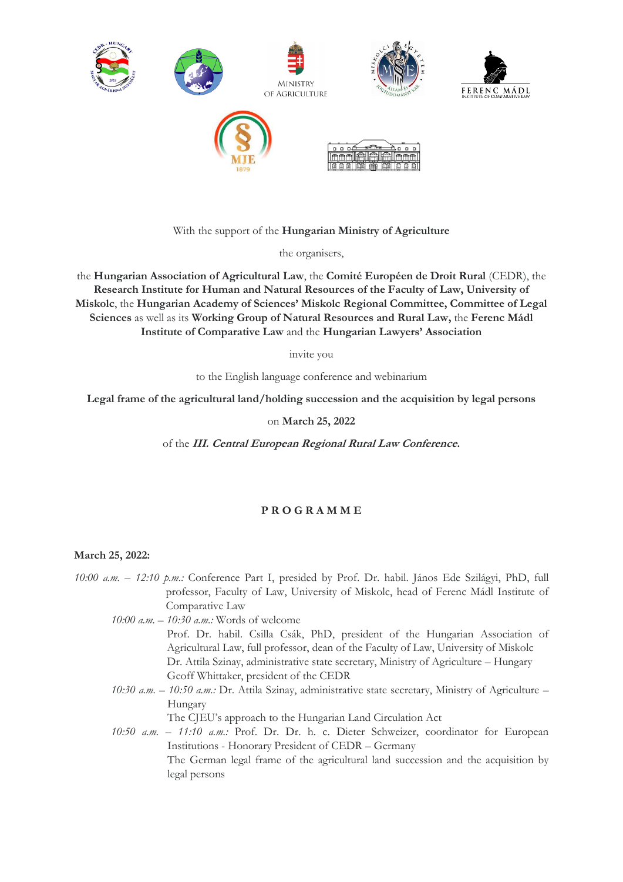With the support of the **Hungarian Ministry of Agriculture**

the organisers,

the **Hungarian Association of Agricultural Law**, the **Comité Européen de Droit Rural** (CEDR), the **Research Institute for Human and Natural Resources of the Faculty of Law, University of Miskolc**, the **Hungarian Academy of Sciences' Miskolc Regional Committee, Committee of Legal Sciences** as well as its **Working Group of Natural Resources and Rural Law,** the **Ferenc Mádl Institute of Comparative Law** and the **Hungarian Lawyers' Association**

invite you

to the English language conference and webinarium

**Legal frame of the agricultural land/holding succession and the acquisition by legal persons**

on **March 25, 2022**

of the ***III. Central European Regional Rural Law Conference.***

## PROGRAMME

**March 25, 2022:**

*10:00 a.m. – 12:10 p.m.:* Conference Part I, presided by Prof. Dr. habil. János Ede Szilágyi, PhD, full professor, Faculty of Law, University of Miskolc, head of Ferenc Mádl Institute of Comparative Law

- *10:00 a.m. – 10:30 a.m.:* Words of welcome
  Prof. Dr. habil. Csilla Csák, PhD, president of the Hungarian Association of Agricultural Law, full professor, dean of the Faculty of Law, University of Miskolc
  Dr. Attila Szinay, administrative state secretary, Ministry of Agriculture – Hungary
  Geoff Whittaker, president of the CEDR
- *10:30 a.m. – 10:50 a.m.:* Dr. Attila Szinay, administrative state secretary, Ministry of Agriculture – Hungary
  The CJEU's approach to the Hungarian Land Circulation Act
- *10:50 a.m. – 11:10 a.m.:* Prof. Dr. Dr. h. c. Dieter Schweizer, coordinator for European Institutions - Honorary President of CEDR – Germany
  The German legal frame of the agricultural land succession and the acquisition by legal persons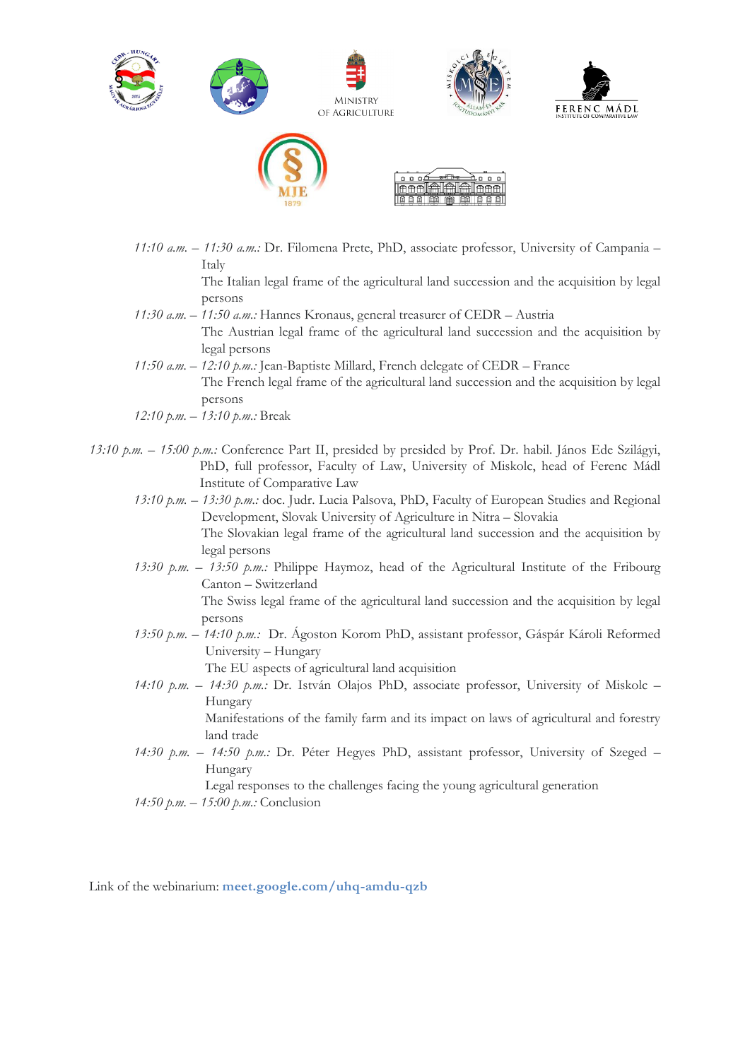*11:10 a.m. – 11:30 a.m.:* Dr. Filomena Prete, PhD, associate professor, University of Campania – Italy
The Italian legal frame of the agricultural land succession and the acquisition by legal persons

*11:30 a.m. – 11:50 a.m.:* Hannes Kronaus, general treasurer of CEDR – Austria
The Austrian legal frame of the agricultural land succession and the acquisition by legal persons

*11:50 a.m. – 12:10 p.m.:* Jean-Baptiste Millard, French delegate of CEDR – France
The French legal frame of the agricultural land succession and the acquisition by legal persons

*12:10 p.m. – 13:10 p.m.:* Break

*13:10 p.m. – 15:00 p.m.:* Conference Part II, presided by presided by Prof. Dr. habil. János Ede Szilágyi, PhD, full professor, Faculty of Law, University of Miskolc, head of Ferenc Mádl Institute of Comparative Law

*13:10 p.m. – 13:30 p.m.:* doc. Judr. Lucia Palsova, PhD, Faculty of European Studies and Regional Development, Slovak University of Agriculture in Nitra – Slovakia
The Slovakian legal frame of the agricultural land succession and the acquisition by legal persons

*13:30 p.m. – 13:50 p.m.:* Philippe Haymoz, head of the Agricultural Institute of the Fribourg Canton – Switzerland
The Swiss legal frame of the agricultural land succession and the acquisition by legal persons

*13:50 p.m. – 14:10 p.m.:* Dr. Ágoston Korom PhD, assistant professor, Gáspár Károli Reformed University – Hungary
The EU aspects of agricultural land acquisition

*14:10 p.m. – 14:30 p.m.:* Dr. István Olajos PhD, associate professor, University of Miskolc – Hungary
Manifestations of the family farm and its impact on laws of agricultural and forestry land trade

*14:30 p.m. – 14:50 p.m.:* Dr. Péter Hegyes PhD, assistant professor, University of Szeged – Hungary
Legal responses to the challenges facing the young agricultural generation

*14:50 p.m. – 15:00 p.m.:* Conclusion

Link of the webinarium: **meet.google.com/uhq-amdu-qzb**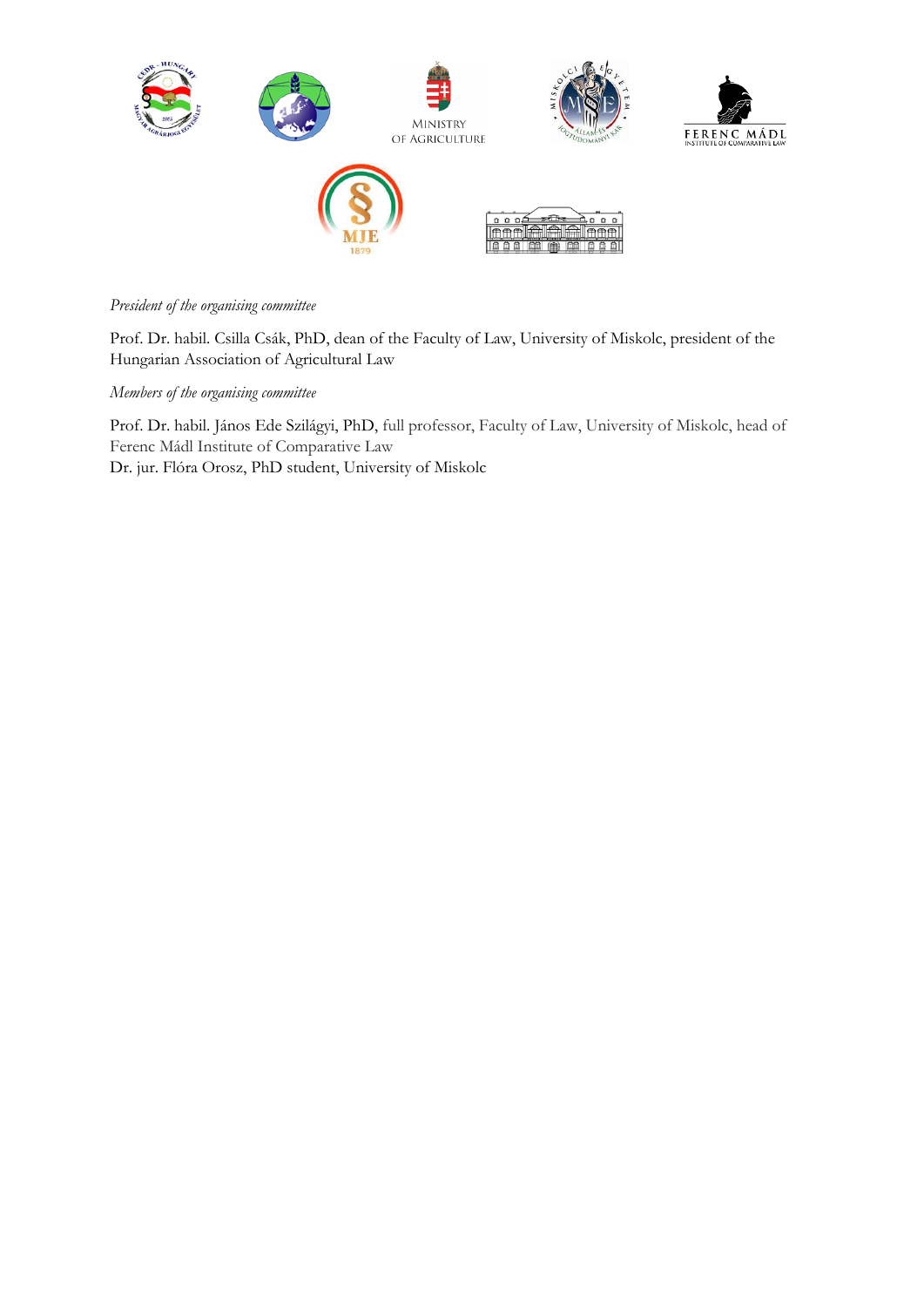*President of the organising committee*

Prof. Dr. habil. Csilla Csák, PhD, dean of the Faculty of Law, University of Miskolc, president of the Hungarian Association of Agricultural Law

*Members of the organising committee*

Prof. Dr. habil. János Ede Szilágyi, PhD, full professor, Faculty of Law, University of Miskolc, head of Ferenc Mádl Institute of Comparative Law
Dr. jur. Flóra Orosz, PhD student, University of Miskolc